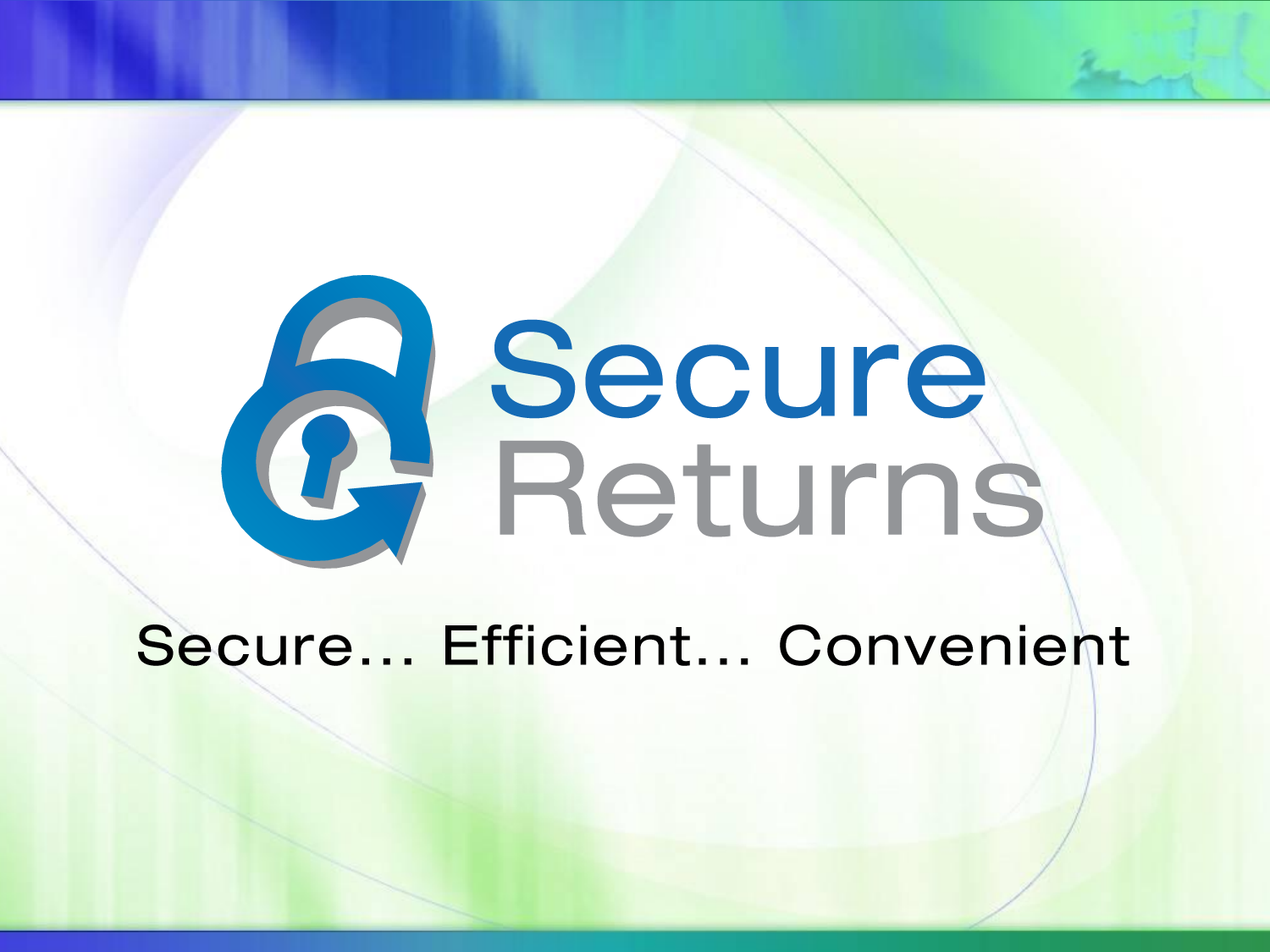# Secure Returns

Secure... Efficient... Convenient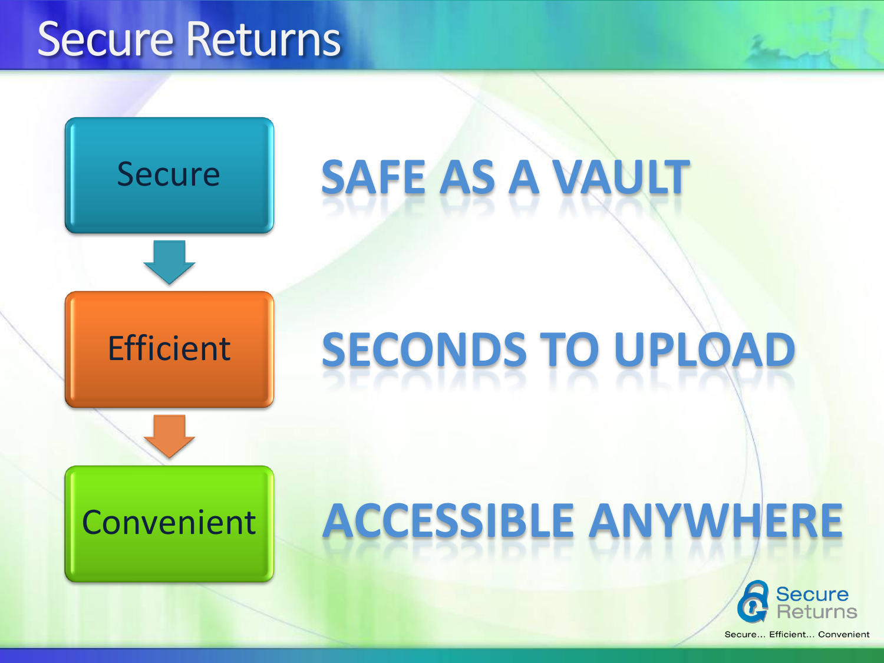# Secure Returns

Secure → SAFE AS A VAULT

Efficient → SECONDS TO UPLOAD

Convenient → ACCESSIBLE ANYWHERE

Secure Returns

Secure... Efficient... Convenient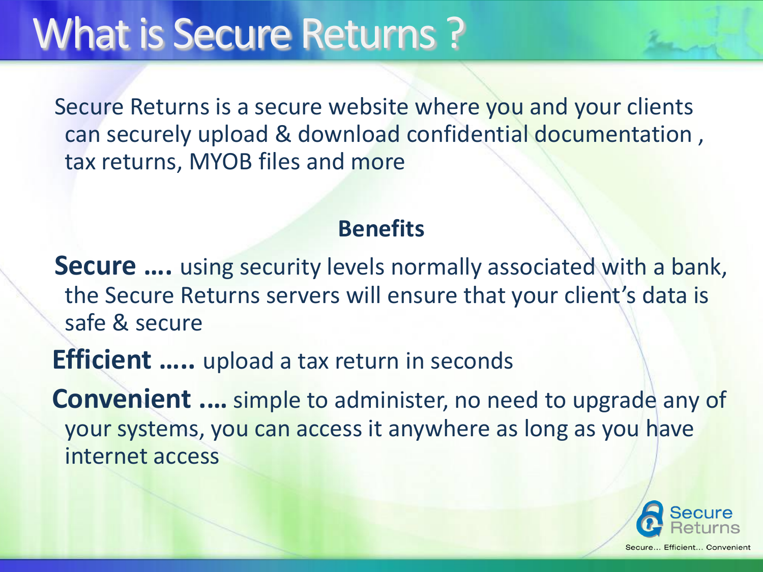# What is Secure Returns ?

Secure Returns is a secure website where you and your clients can securely upload & download confidential documentation , tax returns, MYOB files and more

## Benefits

**Secure ….** using security levels normally associated with a bank, the Secure Returns servers will ensure that your client's data is safe & secure

**Efficient …..** upload a tax return in seconds

**Convenient ….** simple to administer, no need to upgrade any of your systems, you can access it anywhere as long as you have internet access

Secure Returns

Secure… Efficient… Convenient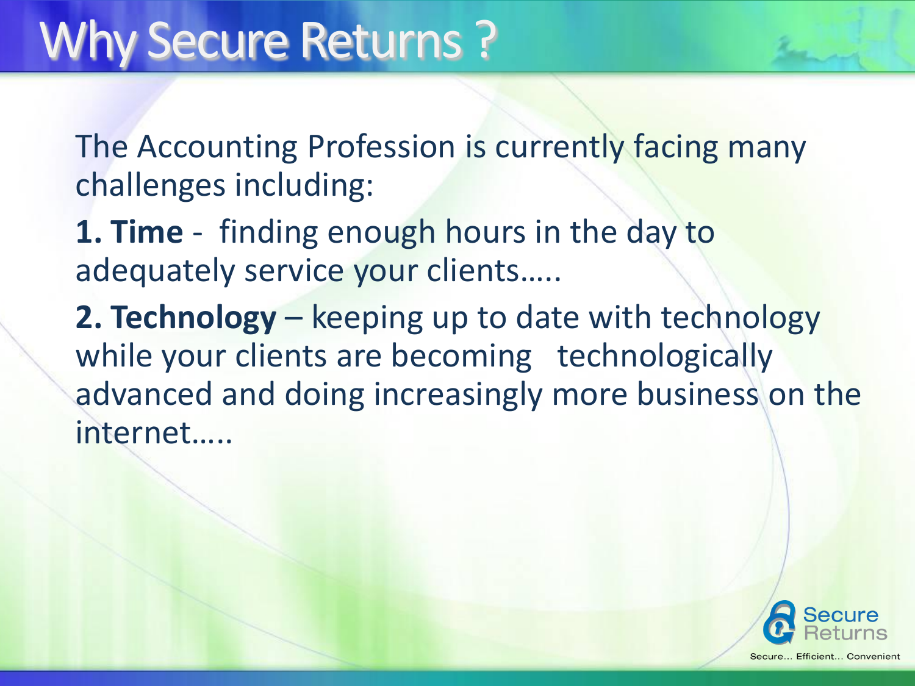# Why Secure Returns ?

The Accounting Profession is currently facing many challenges including:

**1. Time** - finding enough hours in the day to adequately service your clients…..

**2. Technology** – keeping up to date with technology while your clients are becoming technologically advanced and doing increasingly more business on the internet…..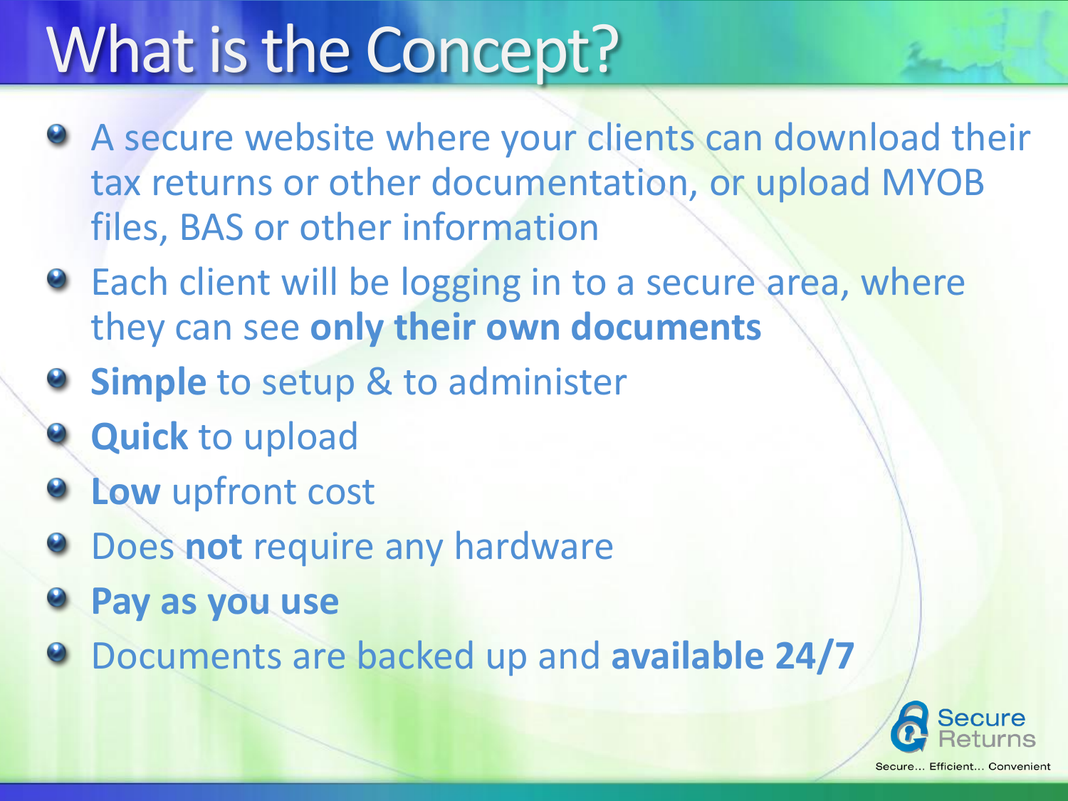# What is the Concept?

- A secure website where your clients can download their tax returns or other documentation, or upload MYOB files, BAS or other information
- Each client will be logging in to a secure area, where they can see **only their own documents**
- **Simple** to setup & to administer
- **Quick** to upload
- **Low** upfront cost
- Does **not** require any hardware
- **Pay as you use**
- Documents are backed up and **available 24/7**

Secure Returns

Secure... Efficient... Convenient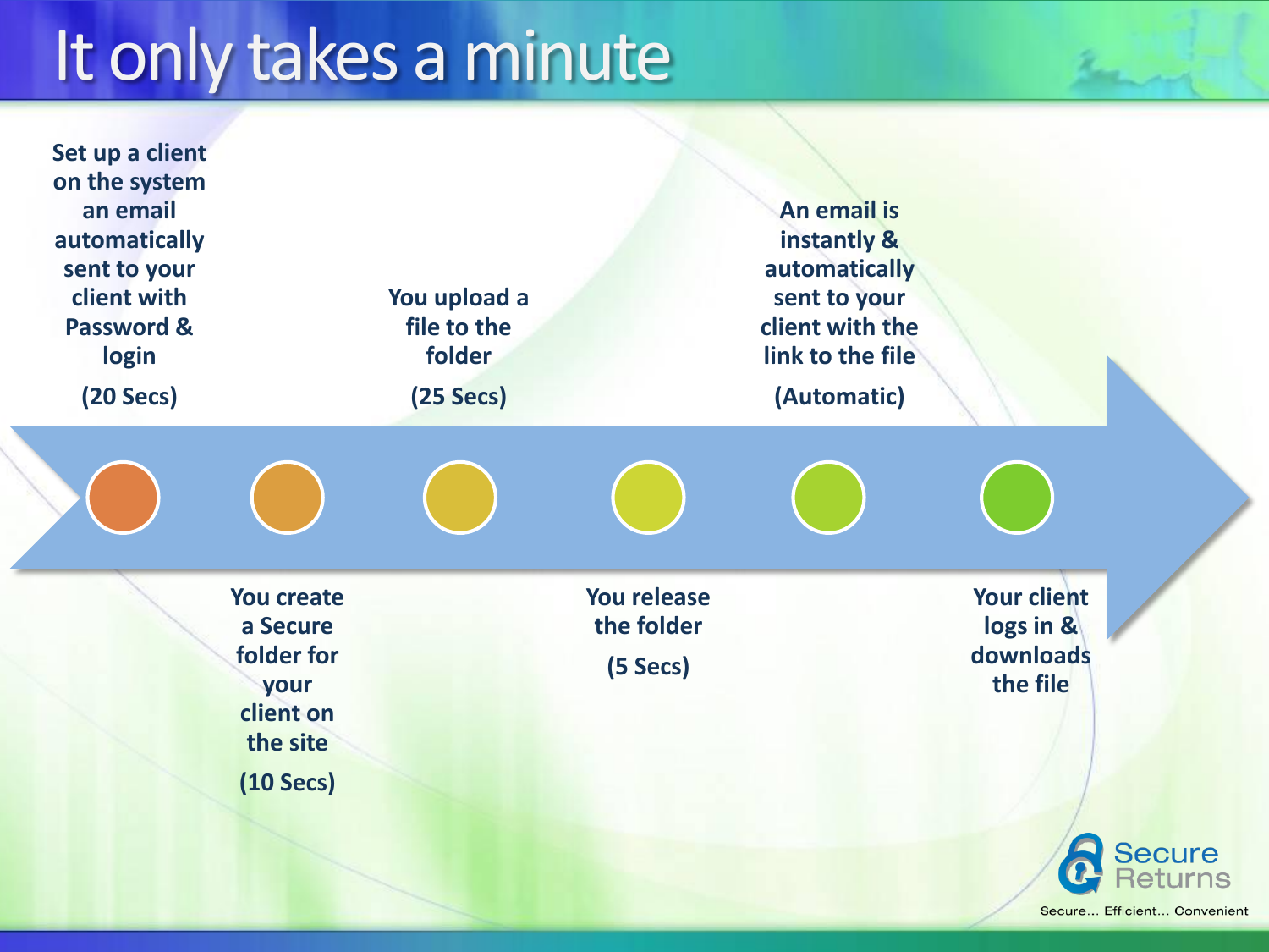# It only takes a minute

1. Set up a client on the system an email automatically sent to your client with Password & login (20 Secs)
2. You create a Secure folder for your client on the site (10 Secs)
3. You upload a file to the folder (25 Secs)
4. You release the folder (5 Secs)
5. An email is instantly & automatically sent to your client with the link to the file (Automatic)
6. Your client logs in & downloads the file

Secure Returns

Secure... Efficient... Convenient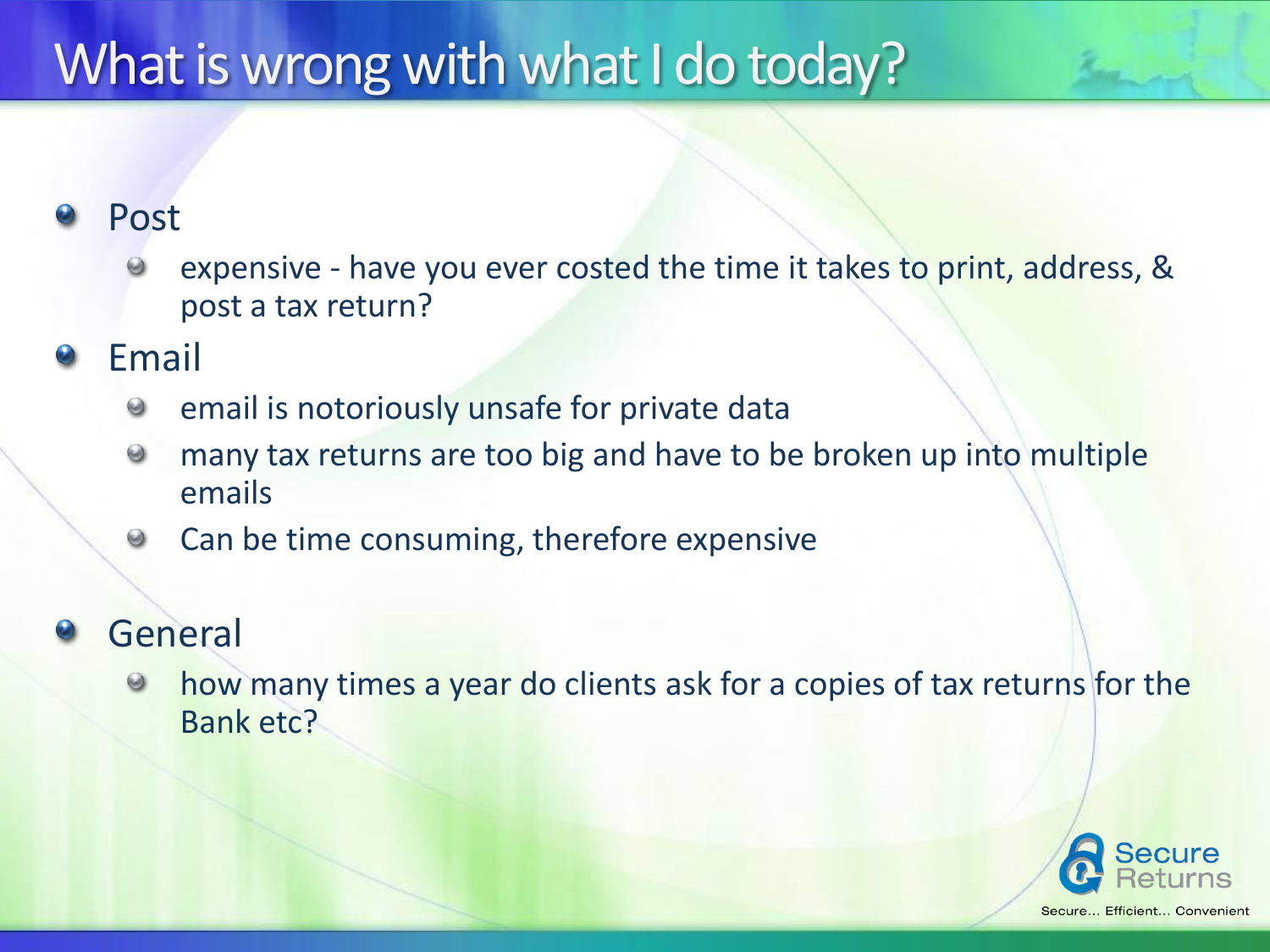# What is wrong with what I do today?

- Post
  - expensive - have you ever costed the time it takes to print, address, & post a tax return?
- Email
  - email is notoriously unsafe for private data
  - many tax returns are too big and have to be broken up into multiple emails
  - Can be time consuming, therefore expensive
- General
  - how many times a year do clients ask for a copies of tax returns for the Bank etc?

Secure Returns

Secure... Efficient... Convenient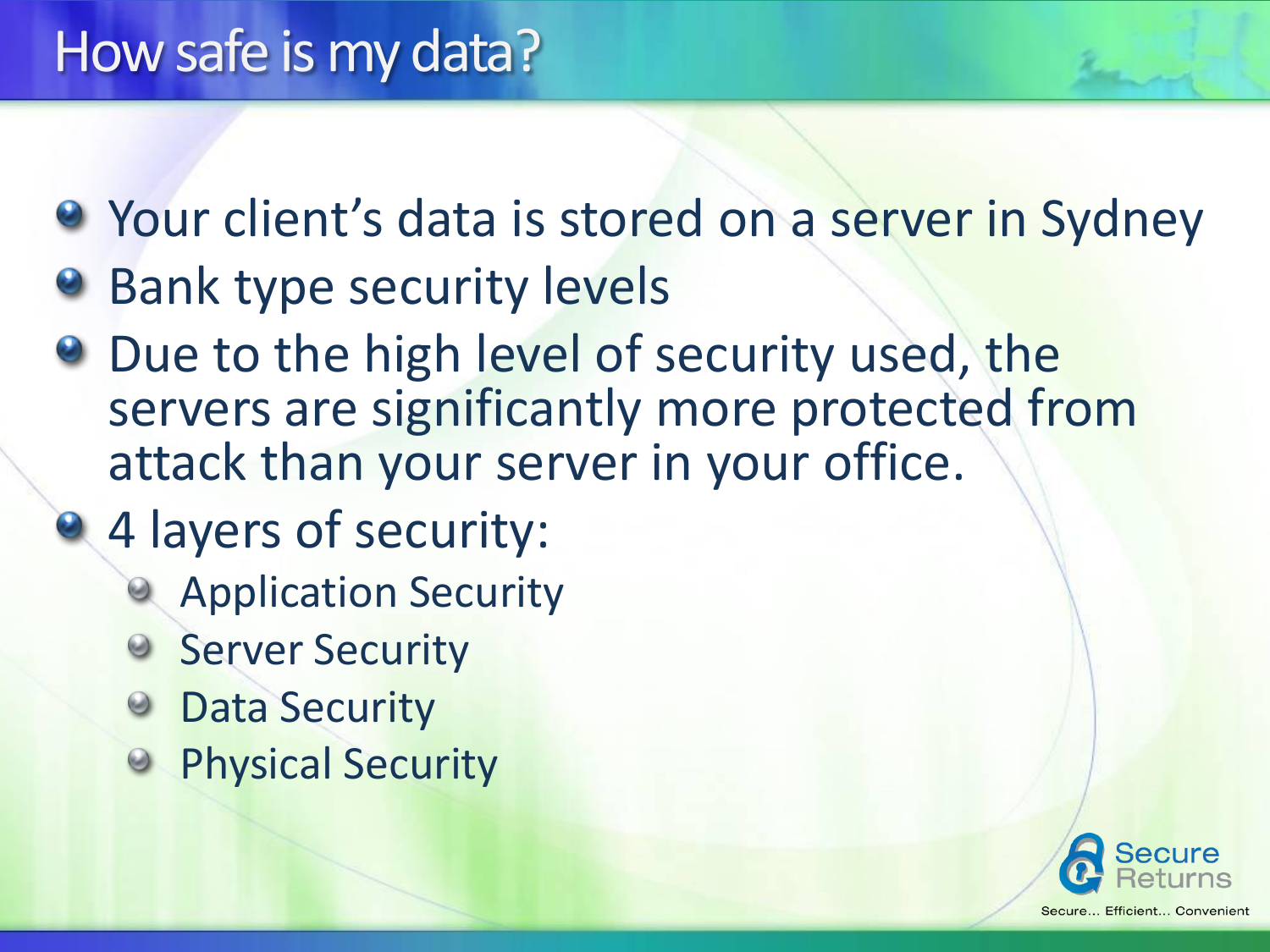# How safe is my data?

- Your client's data is stored on a server in Sydney
- Bank type security levels
- Due to the high level of security used, the servers are significantly more protected from attack than your server in your office.
- 4 layers of security:
  - Application Security
  - Server Security
  - Data Security
  - Physical Security

Secure Returns

Secure... Efficient... Convenient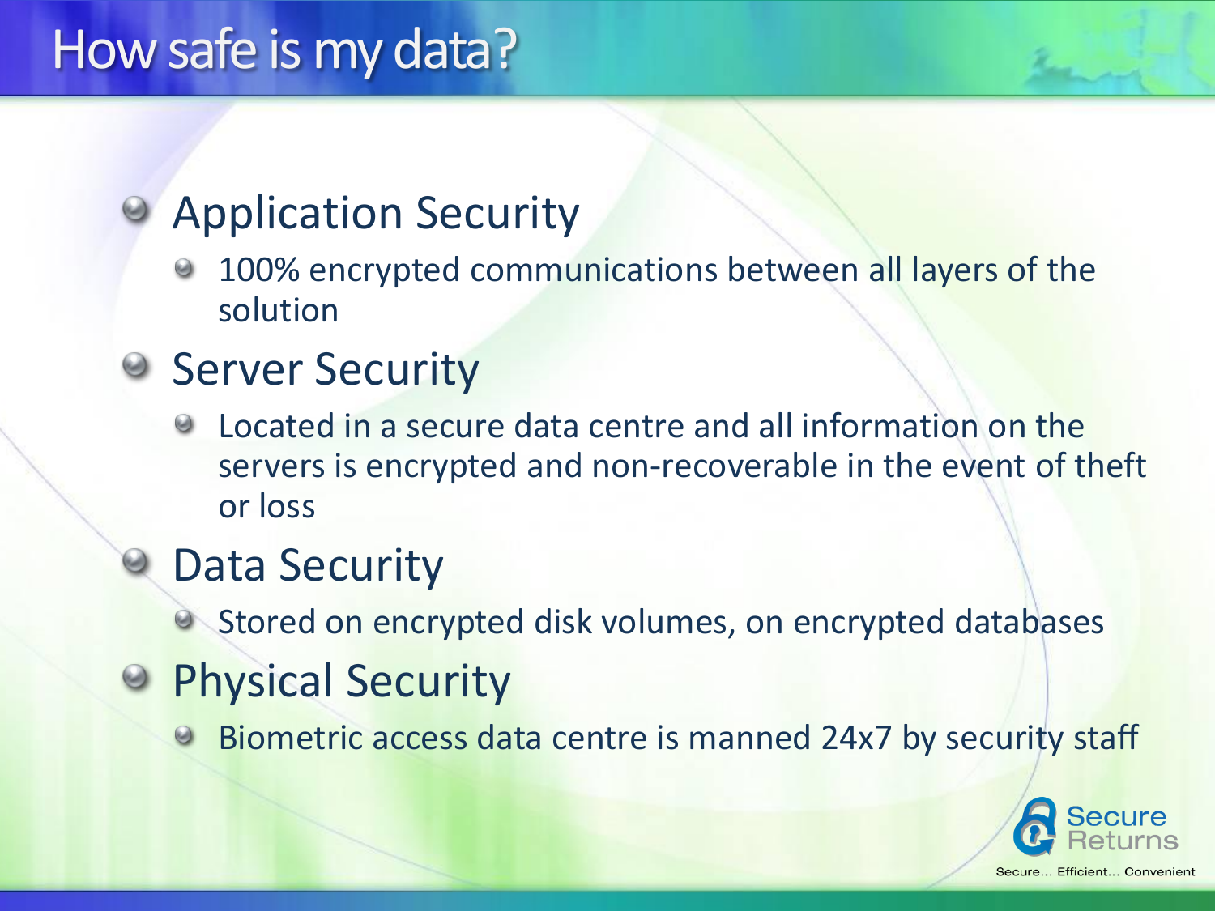# How safe is my data?

- Application Security
  - 100% encrypted communications between all layers of the solution
- Server Security
  - Located in a secure data centre and all information on the servers is encrypted and non-recoverable in the event of theft or loss
- Data Security
  - Stored on encrypted disk volumes, on encrypted databases
- Physical Security
  - Biometric access data centre is manned 24x7 by security staff

Secure Returns

Secure... Efficient... Convenient